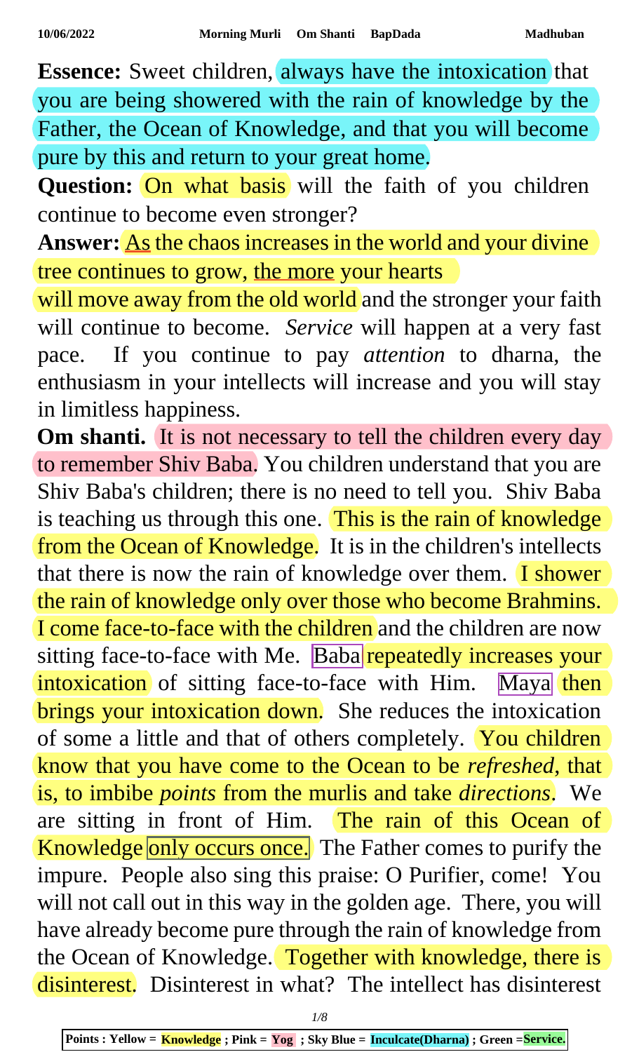**Essence:** Sweet children, always have the intoxication that you are being showered with the rain of knowledge by the Father, the Ocean of Knowledge, and that you will become pure by this and return to your great home.

**Question:** On what basis will the faith of you children continue to become even stronger?

**Answer:** As the chaos increases in the world and your divine tree continues to grow, the more your hearts will move away from the old world and the stronger your faith will continue to become. *Service* will happen at a very fast pace. If you continue to pay *attention* to dharna, the enthusiasm in your intellects will increase and you will stay in limitless happiness.

**Om shanti.** It is not necessary to tell the children every day to remember Shiv Baba. You children understand that you are Shiv Baba's children; there is no need to tell you. Shiv Baba is teaching us through this one. This is the rain of knowledge from the Ocean of Knowledge. It is in the children's intellects that there is now the rain of knowledge over them. I shower the rain of knowledge only over those who become Brahmins. I come face-to-face with the children and the children are now sitting face-to-face with Me. Baba repeatedly increases your intoxication of sitting face-to-face with Him. Maya then brings your intoxication down. She reduces the intoxication of some a little and that of others completely. You children know that you have come to the Ocean to be *refreshed*, that is, to imbibe *points* from the murlis and take *directions*. We are sitting in front of Him. The rain of this Ocean of Knowledge only occurs once. The Father comes to purify the impure. People also sing this praise: O Purifier, come! You will not call out in this way in the golden age. There, you will have already become pure through the rain of knowledge from the Ocean of Knowledge. Together with knowledge, there is disinterest. Disinterest in what? The intellect has disinterest

Points : Yellow = Knowledge ; Pink = Yog ; Sky Blue = Inculcate(Dharna) ; Green = Service.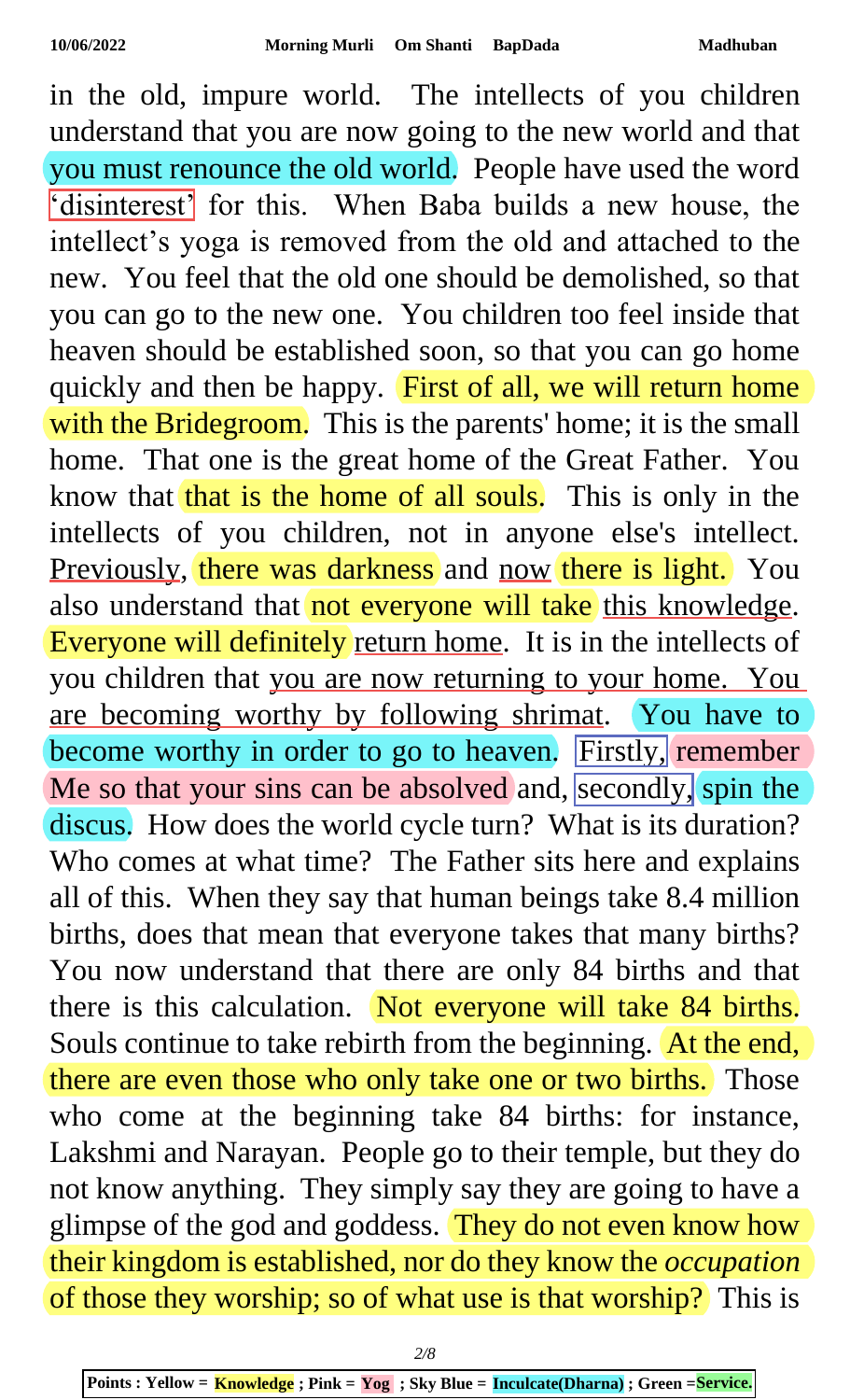in the old, impure world. The intellects of you children understand that you are now going to the new world and that you must renounce the old world. People have used the word 'disinterest' for this. When Baba builds a new house, the intellect's yoga is removed from the old and attached to the new. You feel that the old one should be demolished, so that you can go to the new one. You children too feel inside that heaven should be established soon, so that you can go home quickly and then be happy. First of all, we will return home with the Bridegroom. This is the parents' home; it is the small home. That one is the great home of the Great Father. You know that that is the home of all souls. This is only in the intellects of you children, not in anyone else's intellect. Previously, there was darkness and now there is light. You also understand that not everyone will take this knowledge. Everyone will definitely return home. It is in the intellects of you children that you are now returning to your home. You are becoming worthy by following shrimat. You have to become worthy in order to go to heaven. Firstly, remember Me so that your sins can be absolved and, secondly, spin the discus. How does the world cycle turn? What is its duration? Who comes at what time? The Father sits here and explains all of this. When they say that human beings take 8.4 million births, does that mean that everyone takes that many births? You now understand that there are only 84 births and that there is this calculation. Not everyone will take 84 births. Souls continue to take rebirth from the beginning. At the end, there are even those who only take one or two births. Those who come at the beginning take 84 births: for instance, Lakshmi and Narayan. People go to their temple, but they do not know anything. They simply say they are going to have a glimpse of the god and goddess. They do not even know how their kingdom is established, nor do they know the *occupation* of those they worship; so of what use is that worship? This is

Points : Yellow = **Knowledge** ; Pink = **Yog** ; Sky Blue = **Inculcate(Dharna)** ; Green = **Service.**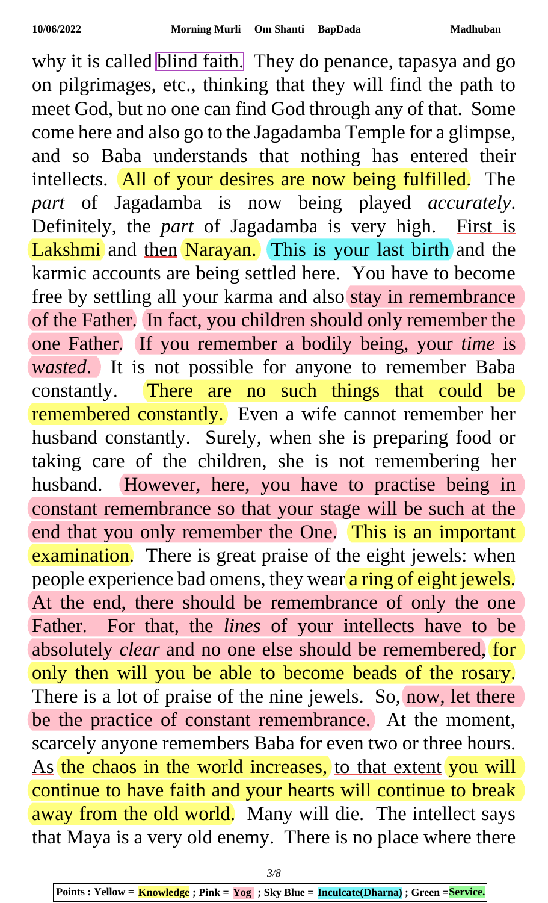why it is called blind faith. They do penance, tapasya and go on pilgrimages, etc., thinking that they will find the path to meet God, but no one can find God through any of that. Some come here and also go to the Jagadamba Temple for a glimpse, and so Baba understands that nothing has entered their intellects. All of your desires are now being fulfilled. The *part* of Jagadamba is now being played *accurately*. Definitely, the *part* of Jagadamba is very high. First is Lakshmi and then Narayan. This is your last birth and the karmic accounts are being settled here. You have to become free by settling all your karma and also stay in remembrance of the Father. In fact, you children should only remember the one Father. If you remember a bodily being, your *time* is *wasted*. It is not possible for anyone to remember Baba constantly. There are no such things that could be remembered constantly. Even a wife cannot remember her husband constantly. Surely, when she is preparing food or taking care of the children, she is not remembering her husband. However, here, you have to practise being in constant remembrance so that your stage will be such at the end that you only remember the One. This is an important examination. There is great praise of the eight jewels: when people experience bad omens, they wear a ring of eight jewels. At the end, there should be remembrance of only the one Father. For that, the *lines* of your intellects have to be absolutely *clear* and no one else should be remembered, for only then will you be able to become beads of the rosary. There is a lot of praise of the nine jewels. So, now, let there be the practice of constant remembrance. At the moment, scarcely anyone remembers Baba for even two or three hours. As the chaos in the world increases, to that extent you will continue to have faith and your hearts will continue to break away from the old world. Many will die. The intellect says that Maya is a very old enemy. There is no place where there

**Points : Yellow = Knowledge ; Pink = Yog ; Sky Blue = Inculcate(Dharna) ; Green =Service.**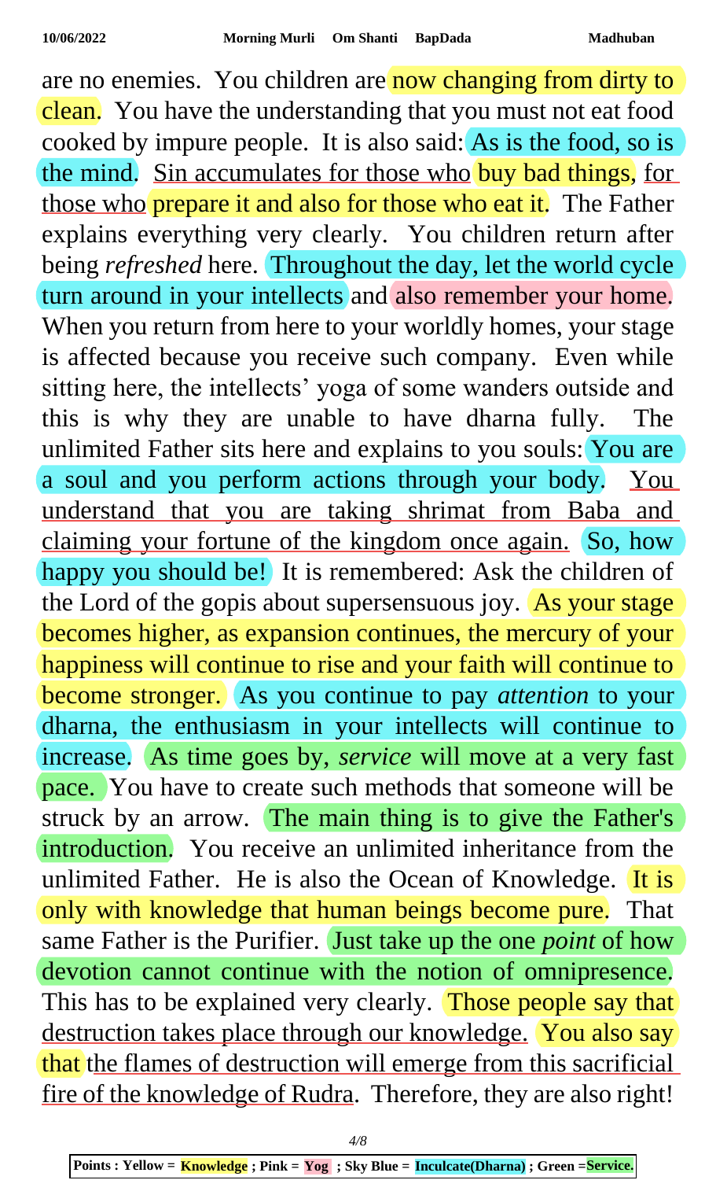are no enemies. You children are now changing from dirty to clean. You have the understanding that you must not eat food cooked by impure people. It is also said: As is the food, so is the mind. Sin accumulates for those who buy bad things, for those who prepare it and also for those who eat it. The Father explains everything very clearly. You children return after being *refreshed* here. Throughout the day, let the world cycle turn around in your intellects and also remember your home. When you return from here to your worldly homes, your stage is affected because you receive such company. Even while sitting here, the intellects' yoga of some wanders outside and this is why they are unable to have dharna fully. The unlimited Father sits here and explains to you souls: You are a soul and you perform actions through your body. You understand that you are taking shrimat from Baba and claiming your fortune of the kingdom once again. So, how happy you should be! It is remembered: Ask the children of the Lord of the gopis about supersensuous joy. As your stage becomes higher, as expansion continues, the mercury of your happiness will continue to rise and your faith will continue to become stronger. As you continue to pay *attention* to your dharna, the enthusiasm in your intellects will continue to increase. As time goes by, *service* will move at a very fast pace. You have to create such methods that someone will be struck by an arrow. The main thing is to give the Father's introduction. You receive an unlimited inheritance from the unlimited Father. He is also the Ocean of Knowledge. It is only with knowledge that human beings become pure. That same Father is the Purifier. Just take up the one *point* of how devotion cannot continue with the notion of omnipresence. This has to be explained very clearly. Those people say that destruction takes place through our knowledge. You also say that the flames of destruction will emerge from this sacrificial fire of the knowledge of Rudra. Therefore, they are also right!

Points : Yellow = **Knowledge** ; Pink = **Yog** ; Sky Blue = **Inculcate(Dharna)** ; Green = **Service.**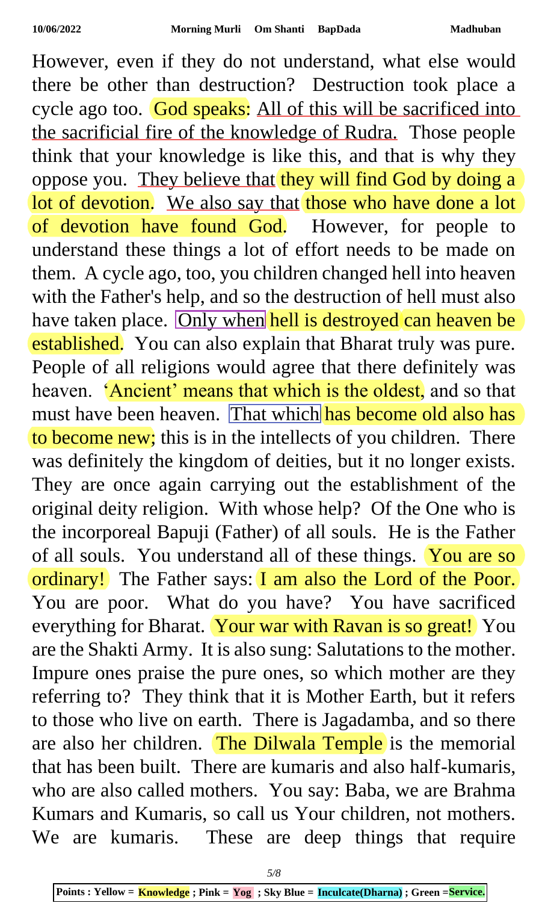However, even if they do not understand, what else would there be other than destruction? Destruction took place a cycle ago too. God speaks: All of this will be sacrificed into the sacrificial fire of the knowledge of Rudra. Those people think that your knowledge is like this, and that is why they oppose you. They believe that they will find God by doing a lot of devotion. We also say that those who have done a lot of devotion have found God. However, for people to understand these things a lot of effort needs to be made on them. A cycle ago, too, you children changed hell into heaven with the Father's help, and so the destruction of hell must also have taken place. Only when hell is destroyed can heaven be established. You can also explain that Bharat truly was pure. People of all religions would agree that there definitely was heaven. 'Ancient' means that which is the oldest, and so that must have been heaven. That which has become old also has to become new; this is in the intellects of you children. There was definitely the kingdom of deities, but it no longer exists. They are once again carrying out the establishment of the original deity religion. With whose help? Of the One who is the incorporeal Bapuji (Father) of all souls. He is the Father of all souls. You understand all of these things. You are so ordinary! The Father says: I am also the Lord of the Poor. You are poor. What do you have? You have sacrificed everything for Bharat. Your war with Ravan is so great! You are the Shakti Army. It is also sung: Salutations to the mother. Impure ones praise the pure ones, so which mother are they referring to? They think that it is Mother Earth, but it refers to those who live on earth. There is Jagadamba, and so there are also her children. The Dilwala Temple is the memorial that has been built. There are kumaris and also half-kumaris, who are also called mothers. You say: Baba, we are Brahma Kumars and Kumaris, so call us Your children, not mothers. We are kumaris. These are deep things that require

Points : Yellow = Knowledge ; Pink = Yog ; Sky Blue = Inculcate(Dharna) ; Green = Service.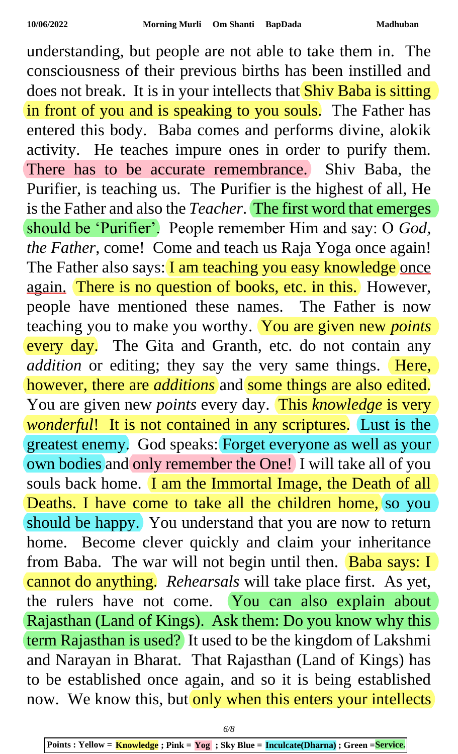understanding, but people are not able to take them in. The consciousness of their previous births has been instilled and does not break. It is in your intellects that Shiv Baba is sitting in front of you and is speaking to you souls. The Father has entered this body. Baba comes and performs divine, alokik activity. He teaches impure ones in order to purify them. There has to be accurate remembrance. Shiv Baba, the Purifier, is teaching us. The Purifier is the highest of all, He is the Father and also the *Teacher*. The first word that emerges should be 'Purifier'. People remember Him and say: O *God, the Father*, come! Come and teach us Raja Yoga once again! The Father also says: I am teaching you easy knowledge once again. There is no question of books, etc. in this. However, people have mentioned these names. The Father is now teaching you to make you worthy. You are given new *points* every day. The Gita and Granth, etc. do not contain any *addition* or editing; they say the very same things. Here, however, there are *additions* and some things are also edited. You are given new *points* every day. This *knowledge* is very *wonderful*! It is not contained in any scriptures. Lust is the greatest enemy. God speaks: Forget everyone as well as your own bodies and only remember the One! I will take all of you souls back home. I am the Immortal Image, the Death of all Deaths. I have come to take all the children home, so you should be happy. You understand that you are now to return home. Become clever quickly and claim your inheritance from Baba. The war will not begin until then. Baba says: I cannot do anything. *Rehearsals* will take place first. As yet, the rulers have not come. You can also explain about Rajasthan (Land of Kings). Ask them: Do you know why this term Rajasthan is used? It used to be the kingdom of Lakshmi and Narayan in Bharat. That Rajasthan (Land of Kings) has to be established once again, and so it is being established now. We know this, but only when this enters your intellects

**Points : Yellow = Knowledge ; Pink = Yog ; Sky Blue = Inculcate(Dharna) ; Green = Service.**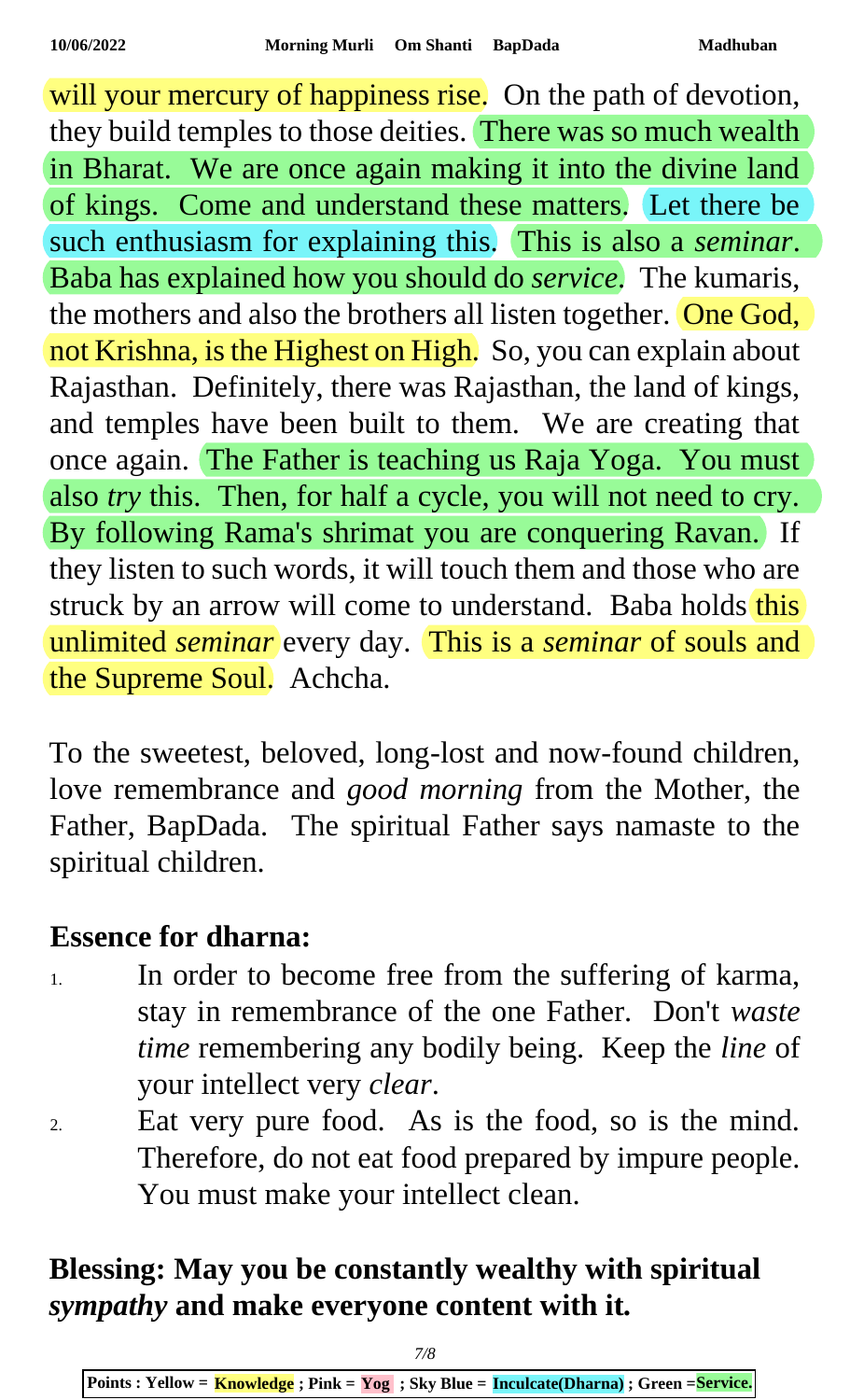will your mercury of happiness rise. On the path of devotion, they build temples to those deities. There was so much wealth in Bharat. We are once again making it into the divine land of kings. Come and understand these matters. Let there be such enthusiasm for explaining this. This is also a *seminar*. Baba has explained how you should do *service*. The kumaris, the mothers and also the brothers all listen together. One God, not Krishna, is the Highest on High. So, you can explain about Rajasthan. Definitely, there was Rajasthan, the land of kings, and temples have been built to them. We are creating that once again. The Father is teaching us Raja Yoga. You must also *try* this. Then, for half a cycle, you will not need to cry. By following Rama's shrimat you are conquering Ravan. If they listen to such words, it will touch them and those who are struck by an arrow will come to understand. Baba holds this unlimited *seminar* every day. This is a *seminar* of souls and the Supreme Soul. Achcha.

To the sweetest, beloved, long-lost and now-found children, love remembrance and *good morning* from the Mother, the Father, BapDada. The spiritual Father says namaste to the spiritual children.

## Essence for dharna:

1. In order to become free from the suffering of karma, stay in remembrance of the one Father. Don't *waste time* remembering any bodily being. Keep the *line* of your intellect very *clear*.
2. Eat very pure food. As is the food, so is the mind. Therefore, do not eat food prepared by impure people. You must make your intellect clean.

## Blessing: May you be constantly wealthy with spiritual *sympathy* and make everyone content with it.

Points : Yellow = **Knowledge** ; Pink = **Yog** ; Sky Blue = **Inculcate(Dharna)** ; Green = **Service.**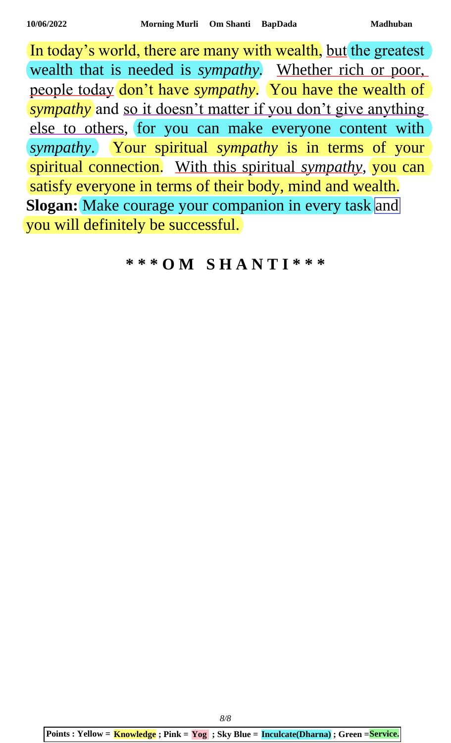In today's world, there are many with wealth, but the greatest wealth that is needed is *sympathy*. Whether rich or poor, people today don't have *sympathy*. You have the wealth of *sympathy* and so it doesn't matter if you don't give anything else to others, for you can make everyone content with *sympathy*. Your spiritual *sympathy* is in terms of your spiritual connection. With this spiritual *sympathy*, you can satisfy everyone in terms of their body, mind and wealth.

**Slogan:** Make courage your companion in every task and you will definitely be successful.

**\*\*\* O M S H A N T I \*\*\***

**Points : Yellow = Knowledge ; Pink = Yog ; Sky Blue = Inculcate(Dharna) ; Green = Service.**